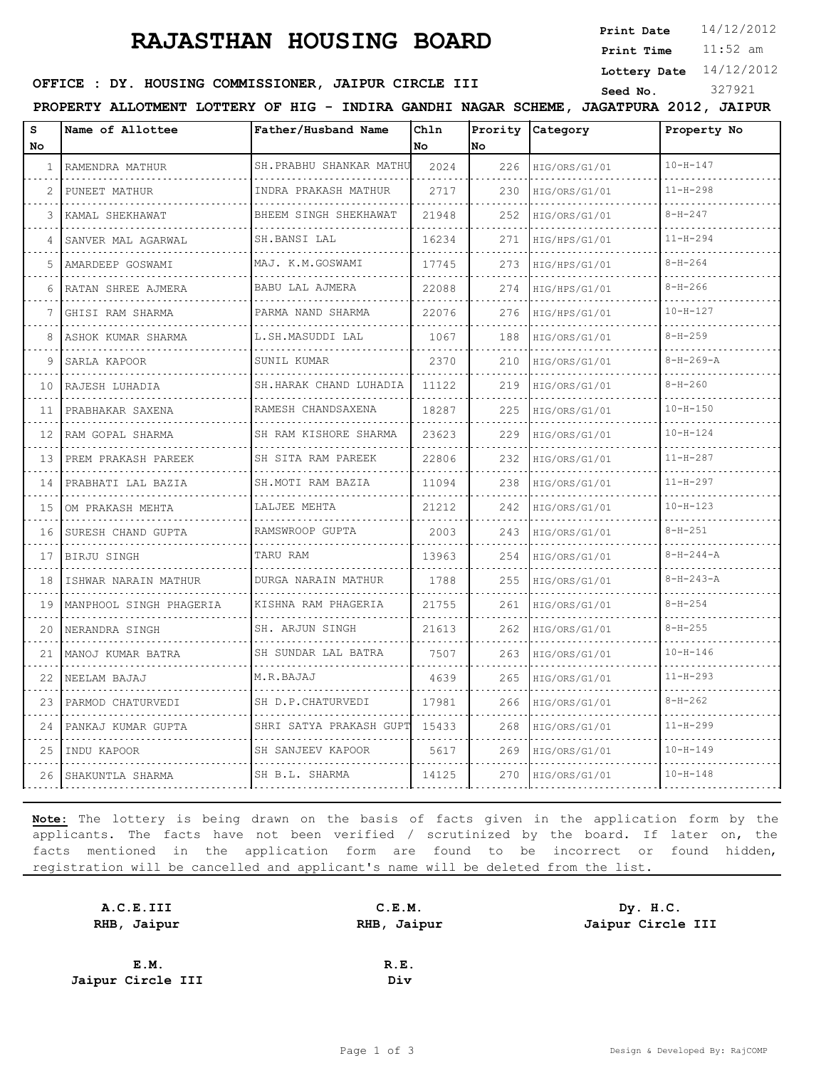# RAJASTHAN HOUSING BOARD

**Print Date** 14/12/2012
**Print Time** 11:52 am
**Lottery Date** 14/12/2012
**Seed No.** 327921

**OFFICE : DY. HOUSING COMMISSIONER, JAIPUR CIRCLE III**

**PROPERTY ALLOTMENT LOTTERY OF HIG - INDIRA GANDHI NAGAR SCHEME, JAGATPURA 2012, JAIPUR**

| S No | Name of Allottee | Father/Husband Name | Chln No | Prority No | Category | Property No |
|---|---|---|---|---|---|---|
| 1 | RAMENDRA MATHUR | SH.PRABHU SHANKAR MATHU | 2024 | 226 | HIG/ORS/G1/01 | 10-H-147 |
| 2 | PUNEET MATHUR | INDRA PRAKASH MATHUR | 2717 | 230 | HIG/ORS/G1/01 | 11-H-298 |
| 3 | KAMAL SHEKHAWAT | BHEEM SINGH SHEKHAWAT | 21948 | 252 | HIG/ORS/G1/01 | 8-H-247 |
| 4 | SANVER MAL AGARWAL | SH.BANSI LAL | 16234 | 271 | HIG/HPS/G1/01 | 11-H-294 |
| 5 | AMARDEEP GOSWAMI | MAJ. K.M.GOSWAMI | 17745 | 273 | HIG/HPS/G1/01 | 8-H-264 |
| 6 | RATAN SHREE AJMERA | BABU LAL AJMERA | 22088 | 274 | HIG/HPS/G1/01 | 8-H-266 |
| 7 | GHISI RAM SHARMA | PARMA NAND SHARMA | 22076 | 276 | HIG/HPS/G1/01 | 10-H-127 |
| 8 | ASHOK KUMAR SHARMA | L.SH.MASUDDI LAL | 1067 | 188 | HIG/ORS/G1/01 | 8-H-259 |
| 9 | SARLA KAPOOR | SUNIL KUMAR | 2370 | 210 | HIG/ORS/G1/01 | 8-H-269-A |
| 10 | RAJESH LUHADIA | SH.HARAK CHAND LUHADIA | 11122 | 219 | HIG/ORS/G1/01 | 8-H-260 |
| 11 | PRABHAKAR SAXENA | RAMESH CHANDSAXENA | 18287 | 225 | HIG/ORS/G1/01 | 10-H-150 |
| 12 | RAM GOPAL SHARMA | SH RAM KISHORE SHARMA | 23623 | 229 | HIG/ORS/G1/01 | 10-H-124 |
| 13 | PREM PRAKASH PAREEK | SH SITA RAM PAREEK | 22806 | 232 | HIG/ORS/G1/01 | 11-H-287 |
| 14 | PRABHATI LAL BAZIA | SH.MOTI RAM BAZIA | 11094 | 238 | HIG/ORS/G1/01 | 11-H-297 |
| 15 | OM PRAKASH MEHTA | LALJEE MEHTA | 21212 | 242 | HIG/ORS/G1/01 | 10-H-123 |
| 16 | SURESH CHAND GUPTA | RAMSWROOP GUPTA | 2003 | 243 | HIG/ORS/G1/01 | 8-H-251 |
| 17 | BIRJU SINGH | TARU RAM | 13963 | 254 | HIG/ORS/G1/01 | 8-H-244-A |
| 18 | ISHWAR NARAIN MATHUR | DURGA NARAIN MATHUR | 1788 | 255 | HIG/ORS/G1/01 | 8-H-243-A |
| 19 | MANPHOOL SINGH PHAGERIA | KISHNA RAM PHAGERIA | 21755 | 261 | HIG/ORS/G1/01 | 8-H-254 |
| 20 | NERANDRA SINGH | SH. ARJUN SINGH | 21613 | 262 | HIG/ORS/G1/01 | 8-H-255 |
| 21 | MANOJ KUMAR BATRA | SH SUNDAR LAL BATRA | 7507 | 263 | HIG/ORS/G1/01 | 10-H-146 |
| 22 | NEELAM BAJAJ | M.R.BAJAJ | 4639 | 265 | HIG/ORS/G1/01 | 11-H-293 |
| 23 | PARMOD CHATURVEDI | SH D.P.CHATURVEDI | 17981 | 266 | HIG/ORS/G1/01 | 8-H-262 |
| 24 | PANKAJ KUMAR GUPTA | SHRI SATYA PRAKASH GUPT | 15433 | 268 | HIG/ORS/G1/01 | 11-H-299 |
| 25 | INDU KAPOOR | SH SANJEEV KAPOOR | 5617 | 269 | HIG/ORS/G1/01 | 10-H-149 |
| 26 | SHAKUNTLA SHARMA | SH B.L. SHARMA | 14125 | 270 | HIG/ORS/G1/01 | 10-H-148 |

**Note:** The lottery is being drawn on the basis of facts given in the application form by the applicants. The facts have not been verified / scrutinized by the board. If later on, the facts mentioned in the application form are found to be incorrect or found hidden, registration will be cancelled and applicant's name will be deleted from the list.

**A.C.E.III**
**RHB, Jaipur**

**C.E.M.**
**RHB, Jaipur**

**Dy. H.C.**
**Jaipur Circle III**

**E.M.**
**Jaipur Circle III**

**R.E.**
**Div**

Design & Developed By: RajCOMP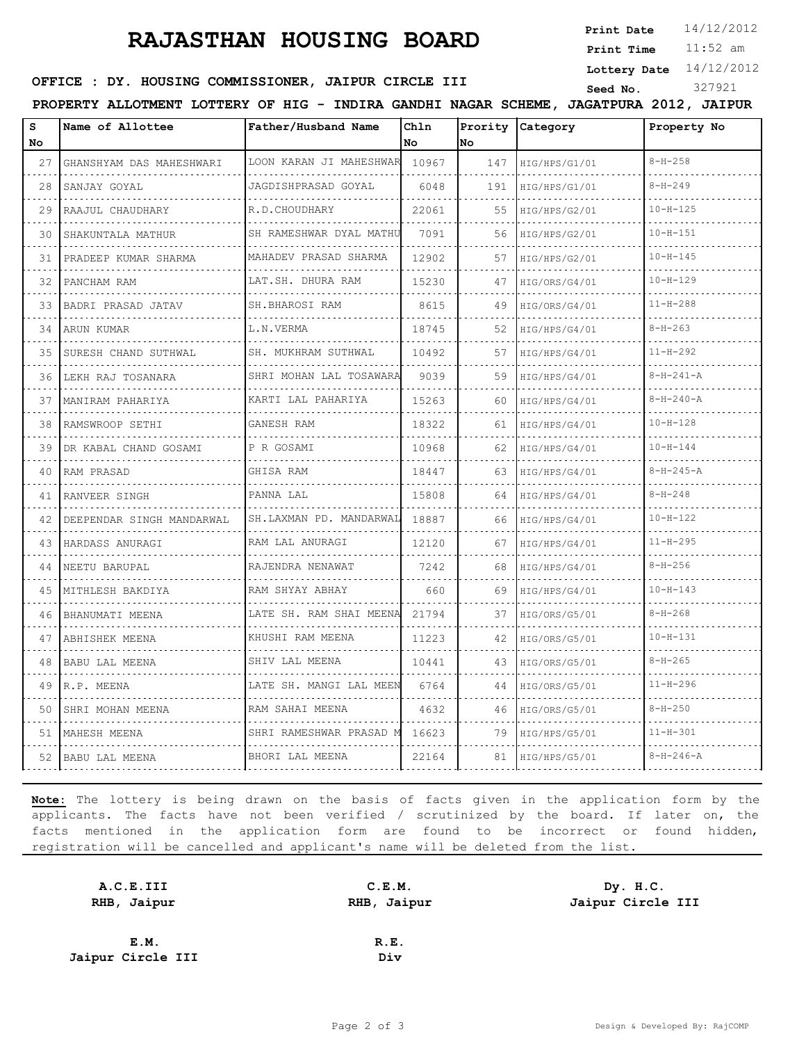# RAJASTHAN HOUSING BOARD

**Print Date** 14/12/2012
**Print Time** 11:52 am
**Lottery Date** 14/12/2012
**Seed No.** 327921

**OFFICE : DY. HOUSING COMMISSIONER, JAIPUR CIRCLE III**

**PROPERTY ALLOTMENT LOTTERY OF HIG - INDIRA GANDHI NAGAR SCHEME, JAGATPURA 2012, JAIPUR**

| S No | Name of Allottee | Father/Husband Name | Chln No | Prority No | Category | Property No |
|---|---|---|---|---|---|---|
| 27 | GHANSHYAM DAS MAHESHWARI | LOON KARAN JI MAHESHWAR | 10967 | 147 | HIG/HPS/G1/01 | 8-H-258 |
| 28 | SANJAY GOYAL | JAGDISHPRASAD GOYAL | 6048 | 191 | HIG/HPS/G1/01 | 8-H-249 |
| 29 | RAAJUL CHAUDHARY | R.D.CHOUDHARY | 22061 | 55 | HIG/HPS/G2/01 | 10-H-125 |
| 30 | SHAKUNTALA MATHUR | SH RAMESHWAR DYAL MATHU | 7091 | 56 | HIG/HPS/G2/01 | 10-H-151 |
| 31 | PRADEEP KUMAR SHARMA | MAHADEV PRASAD SHARMA | 12902 | 57 | HIG/HPS/G2/01 | 10-H-145 |
| 32 | PANCHAM RAM | LAT.SH. DHURA RAM | 15230 | 47 | HIG/ORS/G4/01 | 10-H-129 |
| 33 | BADRI PRASAD JATAV | SH.BHAROSI RAM | 8615 | 49 | HIG/ORS/G4/01 | 11-H-288 |
| 34 | ARUN KUMAR | L.N.VERMA | 18745 | 52 | HIG/HPS/G4/01 | 8-H-263 |
| 35 | SURESH CHAND SUTHWAL | SH. MUKHRAM SUTHWAL | 10492 | 57 | HIG/HPS/G4/01 | 11-H-292 |
| 36 | LEKH RAJ TOSANARA | SHRI MOHAN LAL TOSAWARA | 9039 | 59 | HIG/HPS/G4/01 | 8-H-241-A |
| 37 | MANIRAM PAHARIYA | KARTI LAL PAHARIYA | 15263 | 60 | HIG/HPS/G4/01 | 8-H-240-A |
| 38 | RAMSWROOP SETHI | GANESH RAM | 18322 | 61 | HIG/HPS/G4/01 | 10-H-128 |
| 39 | DR KABAL CHAND GOSAMI | P R GOSAMI | 10968 | 62 | HIG/HPS/G4/01 | 10-H-144 |
| 40 | RAM PRASAD | GHISA RAM | 18447 | 63 | HIG/HPS/G4/01 | 8-H-245-A |
| 41 | RANVEER SINGH | PANNA LAL | 15808 | 64 | HIG/HPS/G4/01 | 8-H-248 |
| 42 | DEEPENDAR SINGH MANDARWAL | SH.LAXMAN PD. MANDARWAL | 18887 | 66 | HIG/HPS/G4/01 | 10-H-122 |
| 43 | HARDASS ANURAGI | RAM LAL ANURAGI | 12120 | 67 | HIG/HPS/G4/01 | 11-H-295 |
| 44 | NEETU BARUPAL | RAJENDRA NENAWAT | 7242 | 68 | HIG/HPS/G4/01 | 8-H-256 |
| 45 | MITHLESH BAKDIYA | RAM SHYAY ABHAY | 660 | 69 | HIG/HPS/G4/01 | 10-H-143 |
| 46 | BHANUMATI MEENA | LATE SH. RAM SHAI MEENA | 21794 | 37 | HIG/ORS/G5/01 | 8-H-268 |
| 47 | ABHISHEK MEENA | KHUSHI RAM MEENA | 11223 | 42 | HIG/ORS/G5/01 | 10-H-131 |
| 48 | BABU LAL MEENA | SHIV LAL MEENA | 10441 | 43 | HIG/ORS/G5/01 | 8-H-265 |
| 49 | R.P. MEENA | LATE SH. MANGI LAL MEEN | 6764 | 44 | HIG/ORS/G5/01 | 11-H-296 |
| 50 | SHRI MOHAN MEENA | RAM SAHAI MEENA | 4632 | 46 | HIG/ORS/G5/01 | 8-H-250 |
| 51 | MAHESH MEENA | SHRI RAMESHWAR PRASAD M | 16623 | 79 | HIG/HPS/G5/01 | 11-H-301 |
| 52 | BABU LAL MEENA | BHORI LAL MEENA | 22164 | 81 | HIG/HPS/G5/01 | 8-H-246-A |

**Note:** The lottery is being drawn on the basis of facts given in the application form by the applicants. The facts have not been verified / scrutinized by the board. If later on, the facts mentioned in the application form are found to be incorrect or found hidden, registration will be cancelled and applicant's name will be deleted from the list.

**A.C.E.III**
**RHB, Jaipur**

**C.E.M.**
**RHB, Jaipur**

**Dy. H.C.**
**Jaipur Circle III**

**E.M.**
**Jaipur Circle III**

**R.E.**
**Div**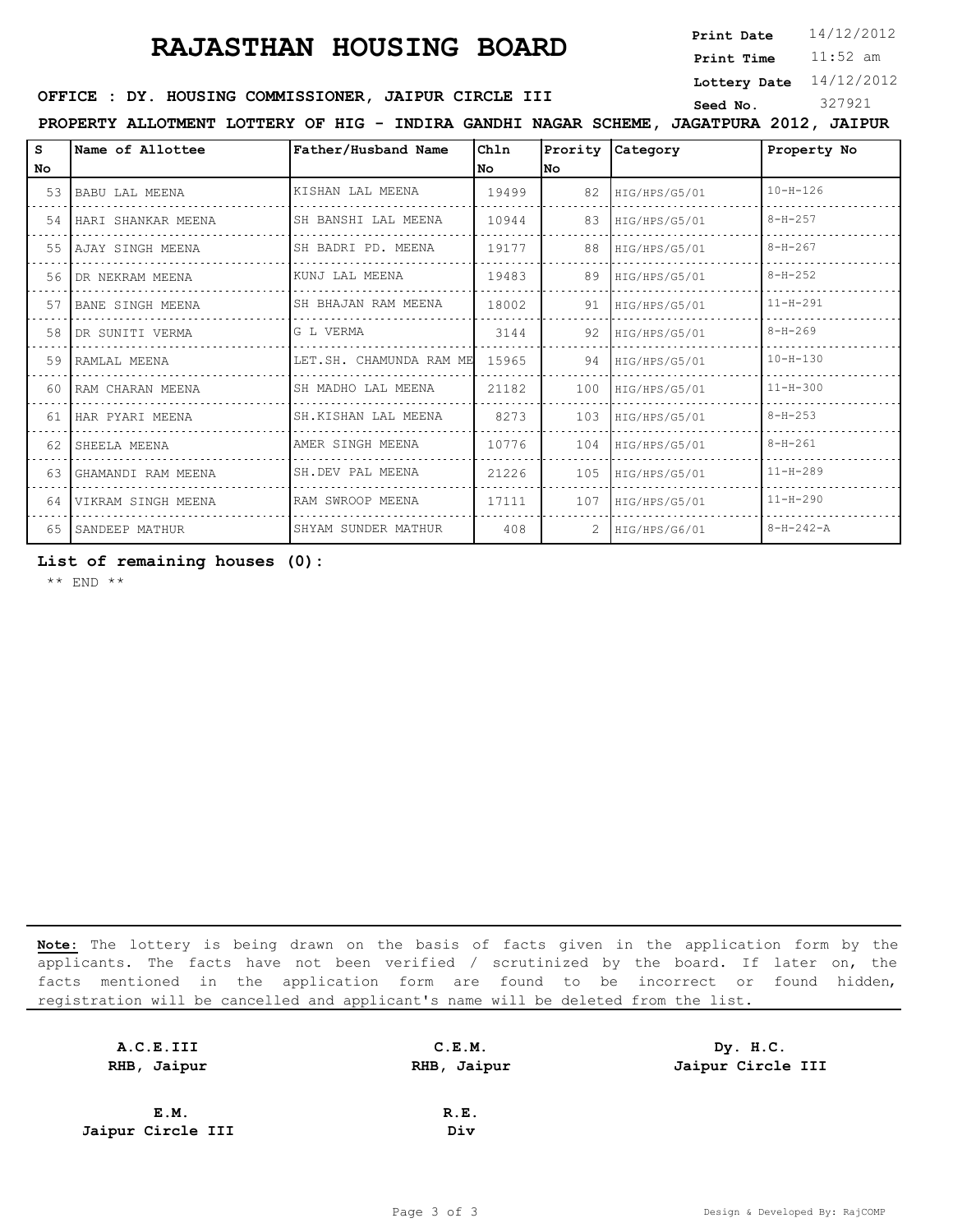# RAJASTHAN HOUSING BOARD

**Print Date** 14/12/2012
**Print Time** 11:52 am
**Lottery Date** 14/12/2012
**Seed No.** 327921

**OFFICE : DY. HOUSING COMMISSIONER, JAIPUR CIRCLE III**

**PROPERTY ALLOTMENT LOTTERY OF HIG - INDIRA GANDHI NAGAR SCHEME, JAGATPURA 2012, JAIPUR**

| S No | Name of Allottee | Father/Husband Name | Chln No | Prority No | Category | Property No |
|---|---|---|---|---|---|---|
| 53 | BABU LAL MEENA | KISHAN LAL MEENA | 19499 | 82 | HIG/HPS/G5/01 | 10-H-126 |
| 54 | HARI SHANKAR MEENA | SH BANSHI LAL MEENA | 10944 | 83 | HIG/HPS/G5/01 | 8-H-257 |
| 55 | AJAY SINGH MEENA | SH BADRI PD. MEENA | 19177 | 88 | HIG/HPS/G5/01 | 8-H-267 |
| 56 | DR NEKRAM MEENA | KUNJ LAL MEENA | 19483 | 89 | HIG/HPS/G5/01 | 8-H-252 |
| 57 | BANE SINGH MEENA | SH BHAJAN RAM MEENA | 18002 | 91 | HIG/HPS/G5/01 | 11-H-291 |
| 58 | DR SUNITI VERMA | G L VERMA | 3144 | 92 | HIG/HPS/G5/01 | 8-H-269 |
| 59 | RAMLAL MEENA | LET.SH. CHAMUNDA RAM ME | 15965 | 94 | HIG/HPS/G5/01 | 10-H-130 |
| 60 | RAM CHARAN MEENA | SH MADHO LAL MEENA | 21182 | 100 | HIG/HPS/G5/01 | 11-H-300 |
| 61 | HAR PYARI MEENA | SH.KISHAN LAL MEENA | 8273 | 103 | HIG/HPS/G5/01 | 8-H-253 |
| 62 | SHEELA MEENA | AMER SINGH MEENA | 10776 | 104 | HIG/HPS/G5/01 | 8-H-261 |
| 63 | GHAMANDI RAM MEENA | SH.DEV PAL MEENA | 21226 | 105 | HIG/HPS/G5/01 | 11-H-289 |
| 64 | VIKRAM SINGH MEENA | RAM SWROOP MEENA | 17111 | 107 | HIG/HPS/G5/01 | 11-H-290 |
| 65 | SANDEEP MATHUR | SHYAM SUNDER MATHUR | 408 | 2 | HIG/HPS/G6/01 | 8-H-242-A |

**List of remaining houses (0):**

** END **

**Note:** The lottery is being drawn on the basis of facts given in the application form by the applicants. The facts have not been verified / scrutinized by the board. If later on, the facts mentioned in the application form are found to be incorrect or found hidden, registration will be cancelled and applicant's name will be deleted from the list.

**A.C.E.III**
**RHB, Jaipur**

**C.E.M.**
**RHB, Jaipur**

**Dy. H.C.**
**Jaipur Circle III**

**E.M.**
**Jaipur Circle III**

**R.E.**
**Div**

Design & Developed By: RajCOMP